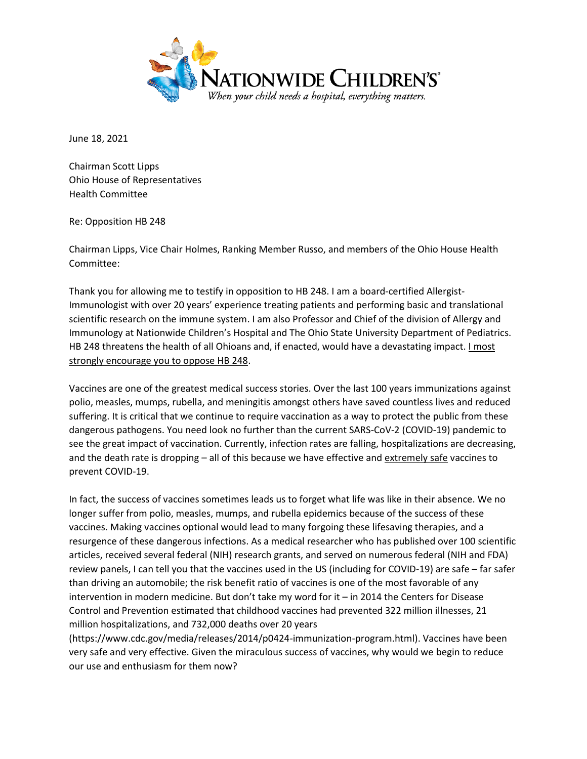NATIONWIDE CHILDREN'S®

*When your child needs a hospital, everything matters.*

June 18, 2021

Chairman Scott Lipps
Ohio House of Representatives
Health Committee

Re: Opposition HB 248

Chairman Lipps, Vice Chair Holmes, Ranking Member Russo, and members of the Ohio House Health Committee:

Thank you for allowing me to testify in opposition to HB 248. I am a board-certified Allergist-Immunologist with over 20 years' experience treating patients and performing basic and translational scientific research on the immune system. I am also Professor and Chief of the division of Allergy and Immunology at Nationwide Children's Hospital and The Ohio State University Department of Pediatrics. HB 248 threatens the health of all Ohioans and, if enacted, would have a devastating impact. <u>I most strongly encourage you to oppose HB 248</u>.

Vaccines are one of the greatest medical success stories. Over the last 100 years immunizations against polio, measles, mumps, rubella, and meningitis amongst others have saved countless lives and reduced suffering. It is critical that we continue to require vaccination as a way to protect the public from these dangerous pathogens. You need look no further than the current SARS-CoV-2 (COVID-19) pandemic to see the great impact of vaccination. Currently, infection rates are falling, hospitalizations are decreasing, and the death rate is dropping – all of this because we have effective and <u>extremely safe</u> vaccines to prevent COVID-19.

In fact, the success of vaccines sometimes leads us to forget what life was like in their absence. We no longer suffer from polio, measles, mumps, and rubella epidemics because of the success of these vaccines. Making vaccines optional would lead to many forgoing these lifesaving therapies, and a resurgence of these dangerous infections. As a medical researcher who has published over 100 scientific articles, received several federal (NIH) research grants, and served on numerous federal (NIH and FDA) review panels, I can tell you that the vaccines used in the US (including for COVID-19) are safe – far safer than driving an automobile; the risk benefit ratio of vaccines is one of the most favorable of any intervention in modern medicine. But don't take my word for it – in 2014 the Centers for Disease Control and Prevention estimated that childhood vaccines had prevented 322 million illnesses, 21 million hospitalizations, and 732,000 deaths over 20 years (https://www.cdc.gov/media/releases/2014/p0424-immunization-program.html). Vaccines have been very safe and very effective. Given the miraculous success of vaccines, why would we begin to reduce our use and enthusiasm for them now?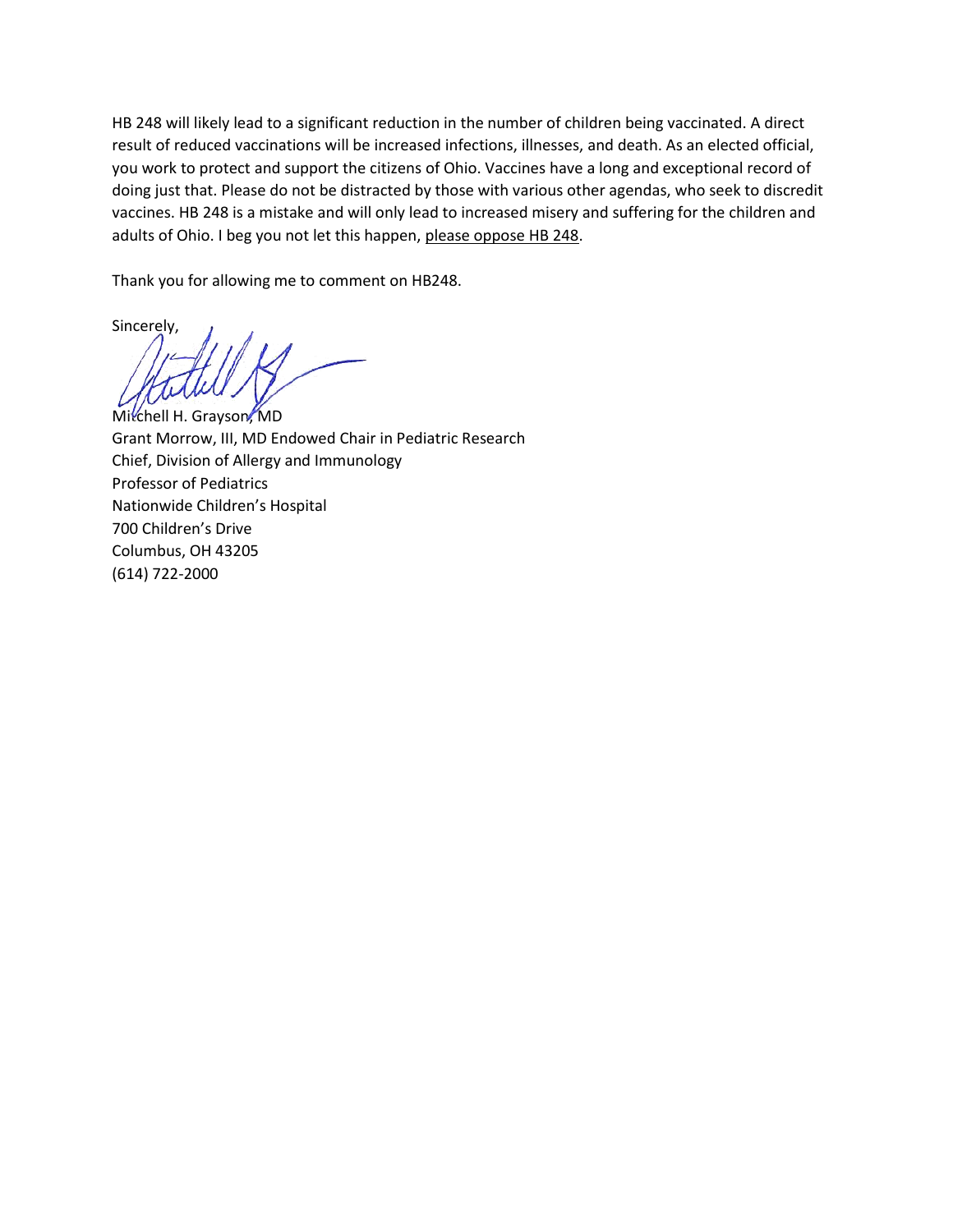HB 248 will likely lead to a significant reduction in the number of children being vaccinated. A direct result of reduced vaccinations will be increased infections, illnesses, and death. As an elected official, you work to protect and support the citizens of Ohio. Vaccines have a long and exceptional record of doing just that. Please do not be distracted by those with various other agendas, who seek to discredit vaccines. HB 248 is a mistake and will only lead to increased misery and suffering for the children and adults of Ohio. I beg you not let this happen, please oppose HB 248.

Thank you for allowing me to comment on HB248.

Sincerely,

Mitchell H. Grayson, MD
Grant Morrow, III, MD Endowed Chair in Pediatric Research
Chief, Division of Allergy and Immunology
Professor of Pediatrics
Nationwide Children's Hospital
700 Children's Drive
Columbus, OH 43205
(614) 722-2000